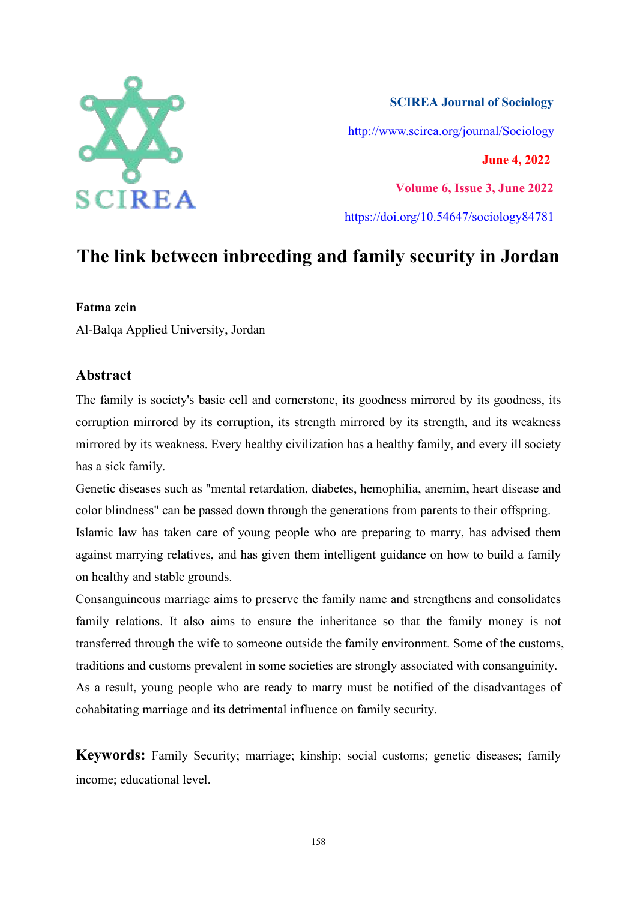SCIREA Journal of Sociology

http://www.scirea.org/journal/Sociology

June 4, 2022

Volume 6, Issue 3, June 2022

https://doi.org/10.54647/sociology84781

# The link between inbreeding and family security in Jordan

**Fatma zein**

Al-Balqa Applied University, Jordan

## Abstract

The family is society's basic cell and cornerstone, its goodness mirrored by its goodness, its corruption mirrored by its corruption, its strength mirrored by its strength, and its weakness mirrored by its weakness. Every healthy civilization has a healthy family, and every ill society has a sick family.

Genetic diseases such as "mental retardation, diabetes, hemophilia, anemim, heart disease and color blindness" can be passed down through the generations from parents to their offspring.

Islamic law has taken care of young people who are preparing to marry, has advised them against marrying relatives, and has given them intelligent guidance on how to build a family on healthy and stable grounds.

Consanguineous marriage aims to preserve the family name and strengthens and consolidates family relations. It also aims to ensure the inheritance so that the family money is not transferred through the wife to someone outside the family environment. Some of the customs, traditions and customs prevalent in some societies are strongly associated with consanguinity.

As a result, young people who are ready to marry must be notified of the disadvantages of cohabitating marriage and its detrimental influence on family security.

**Keywords:** Family Security; marriage; kinship; social customs; genetic diseases; family income; educational level.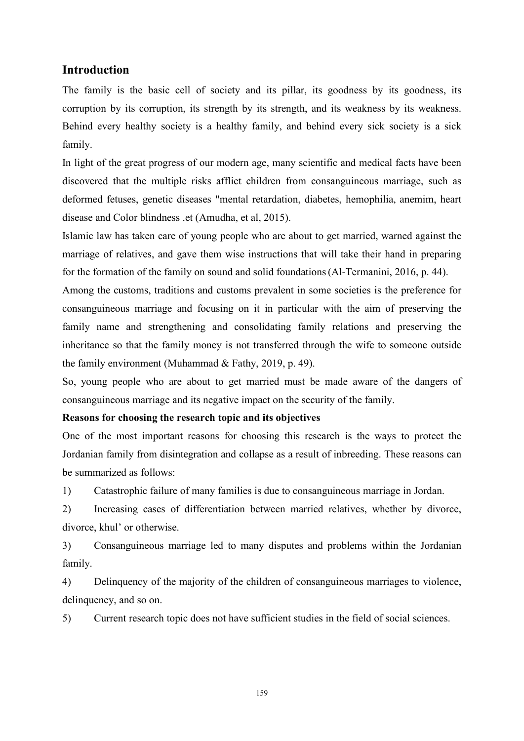## Introduction

The family is the basic cell of society and its pillar, its goodness by its goodness, its corruption by its corruption, its strength by its strength, and its weakness by its weakness. Behind every healthy society is a healthy family, and behind every sick society is a sick family.

In light of the great progress of our modern age, many scientific and medical facts have been discovered that the multiple risks afflict children from consanguineous marriage, such as deformed fetuses, genetic diseases "mental retardation, diabetes, hemophilia, anemim, heart disease and Color blindness .et (Amudha, et al, 2015).

Islamic law has taken care of young people who are about to get married, warned against the marriage of relatives, and gave them wise instructions that will take their hand in preparing for the formation of the family on sound and solid foundations (Al-Termanini, 2016, p. 44).

Among the customs, traditions and customs prevalent in some societies is the preference for consanguineous marriage and focusing on it in particular with the aim of preserving the family name and strengthening and consolidating family relations and preserving the inheritance so that the family money is not transferred through the wife to someone outside the family environment (Muhammad & Fathy, 2019, p. 49).

So, young people who are about to get married must be made aware of the dangers of consanguineous marriage and its negative impact on the security of the family.

**Reasons for choosing the research topic and its objectives**

One of the most important reasons for choosing this research is the ways to protect the Jordanian family from disintegration and collapse as a result of inbreeding. These reasons can be summarized as follows:

1) Catastrophic failure of many families is due to consanguineous marriage in Jordan.
2) Increasing cases of differentiation between married relatives, whether by divorce, divorce, khul' or otherwise.
3) Consanguineous marriage led to many disputes and problems within the Jordanian family.
4) Delinquency of the majority of the children of consanguineous marriages to violence, delinquency, and so on.
5) Current research topic does not have sufficient studies in the field of social sciences.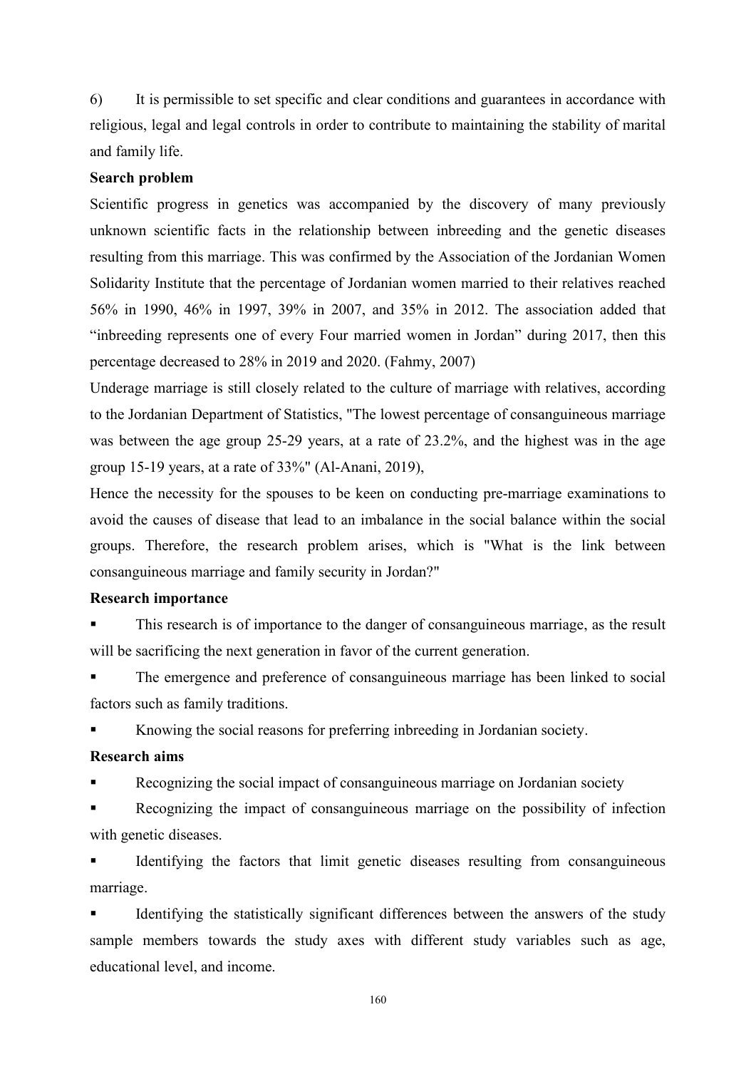6) It is permissible to set specific and clear conditions and guarantees in accordance with religious, legal and legal controls in order to contribute to maintaining the stability of marital and family life.

**Search problem**

Scientific progress in genetics was accompanied by the discovery of many previously unknown scientific facts in the relationship between inbreeding and the genetic diseases resulting from this marriage. This was confirmed by the Association of the Jordanian Women Solidarity Institute that the percentage of Jordanian women married to their relatives reached 56% in 1990, 46% in 1997, 39% in 2007, and 35% in 2012. The association added that "inbreeding represents one of every Four married women in Jordan" during 2017, then this percentage decreased to 28% in 2019 and 2020. (Fahmy, 2007)

Underage marriage is still closely related to the culture of marriage with relatives, according to the Jordanian Department of Statistics, "The lowest percentage of consanguineous marriage was between the age group 25-29 years, at a rate of 23.2%, and the highest was in the age group 15-19 years, at a rate of 33%" (Al-Anani, 2019),

Hence the necessity for the spouses to be keen on conducting pre-marriage examinations to avoid the causes of disease that lead to an imbalance in the social balance within the social groups. Therefore, the research problem arises, which is "What is the link between consanguineous marriage and family security in Jordan?"

**Research importance**

- This research is of importance to the danger of consanguineous marriage, as the result will be sacrificing the next generation in favor of the current generation.
- The emergence and preference of consanguineous marriage has been linked to social factors such as family traditions.
- Knowing the social reasons for preferring inbreeding in Jordanian society.

**Research aims**

- Recognizing the social impact of consanguineous marriage on Jordanian society
- Recognizing the impact of consanguineous marriage on the possibility of infection with genetic diseases.
- Identifying the factors that limit genetic diseases resulting from consanguineous marriage.
- Identifying the statistically significant differences between the answers of the study sample members towards the study axes with different study variables such as age, educational level, and income.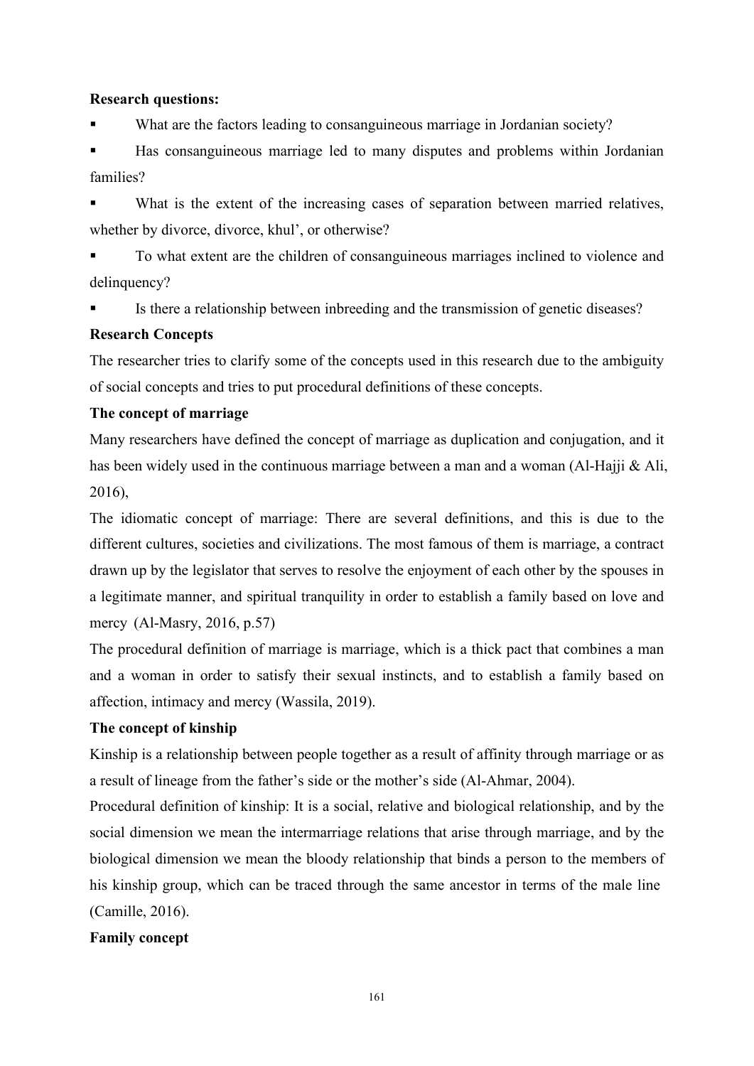**Research questions:**

- What are the factors leading to consanguineous marriage in Jordanian society?
- Has consanguineous marriage led to many disputes and problems within Jordanian families?
- What is the extent of the increasing cases of separation between married relatives, whether by divorce, divorce, khul', or otherwise?
- To what extent are the children of consanguineous marriages inclined to violence and delinquency?
- Is there a relationship between inbreeding and the transmission of genetic diseases?

**Research Concepts**

The researcher tries to clarify some of the concepts used in this research due to the ambiguity of social concepts and tries to put procedural definitions of these concepts.

**The concept of marriage**

Many researchers have defined the concept of marriage as duplication and conjugation, and it has been widely used in the continuous marriage between a man and a woman (Al-Hajji & Ali, 2016),

The idiomatic concept of marriage: There are several definitions, and this is due to the different cultures, societies and civilizations. The most famous of them is marriage, a contract drawn up by the legislator that serves to resolve the enjoyment of each other by the spouses in a legitimate manner, and spiritual tranquility in order to establish a family based on love and mercy (Al-Masry, 2016, p.57)

The procedural definition of marriage is marriage, which is a thick pact that combines a man and a woman in order to satisfy their sexual instincts, and to establish a family based on affection, intimacy and mercy (Wassila, 2019).

**The concept of kinship**

Kinship is a relationship between people together as a result of affinity through marriage or as a result of lineage from the father's side or the mother's side (Al-Ahmar, 2004).

Procedural definition of kinship: It is a social, relative and biological relationship, and by the social dimension we mean the intermarriage relations that arise through marriage, and by the biological dimension we mean the bloody relationship that binds a person to the members of his kinship group, which can be traced through the same ancestor in terms of the male line (Camille, 2016).

**Family concept**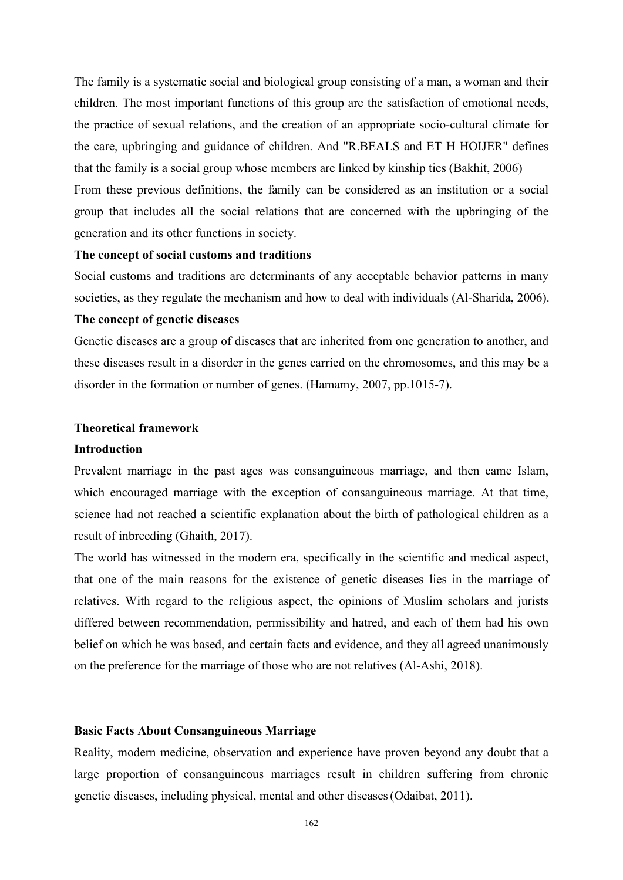The family is a systematic social and biological group consisting of a man, a woman and their children. The most important functions of this group are the satisfaction of emotional needs, the practice of sexual relations, and the creation of an appropriate socio-cultural climate for the care, upbringing and guidance of children. And "R.BEALS and ET H HOIJER" defines that the family is a social group whose members are linked by kinship ties (Bakhit, 2006)

From these previous definitions, the family can be considered as an institution or a social group that includes all the social relations that are concerned with the upbringing of the generation and its other functions in society.

**The concept of social customs and traditions**

Social customs and traditions are determinants of any acceptable behavior patterns in many societies, as they regulate the mechanism and how to deal with individuals (Al-Sharida, 2006).

**The concept of genetic diseases**

Genetic diseases are a group of diseases that are inherited from one generation to another, and these diseases result in a disorder in the genes carried on the chromosomes, and this may be a disorder in the formation or number of genes. (Hamamy, 2007, pp.1015-7).

## Theoretical framework

### Introduction

Prevalent marriage in the past ages was consanguineous marriage, and then came Islam, which encouraged marriage with the exception of consanguineous marriage. At that time, science had not reached a scientific explanation about the birth of pathological children as a result of inbreeding (Ghaith, 2017).

The world has witnessed in the modern era, specifically in the scientific and medical aspect, that one of the main reasons for the existence of genetic diseases lies in the marriage of relatives. With regard to the religious aspect, the opinions of Muslim scholars and jurists differed between recommendation, permissibility and hatred, and each of them had his own belief on which he was based, and certain facts and evidence, and they all agreed unanimously on the preference for the marriage of those who are not relatives (Al-Ashi, 2018).

### Basic Facts About Consanguineous Marriage

Reality, modern medicine, observation and experience have proven beyond any doubt that a large proportion of consanguineous marriages result in children suffering from chronic genetic diseases, including physical, mental and other diseases (Odaibat, 2011).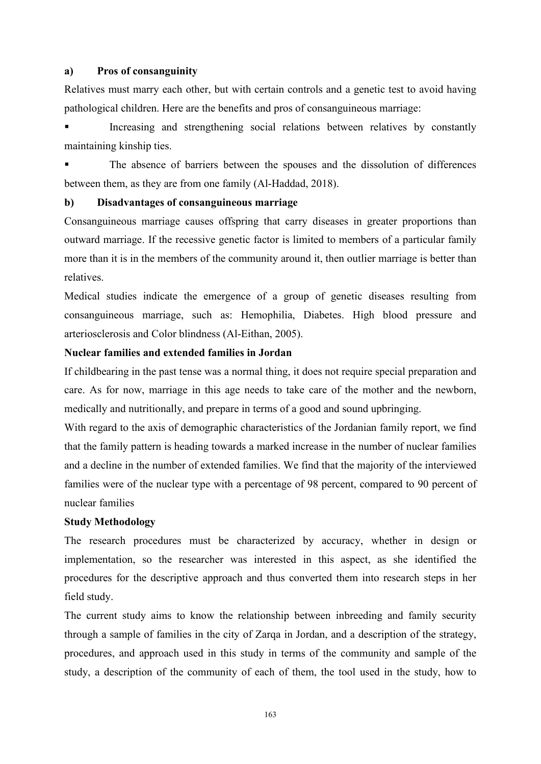### a) Pros of consanguinity

Relatives must marry each other, but with certain controls and a genetic test to avoid having pathological children. Here are the benefits and pros of consanguineous marriage:

- Increasing and strengthening social relations between relatives by constantly maintaining kinship ties.
- The absence of barriers between the spouses and the dissolution of differences between them, as they are from one family (Al-Haddad, 2018).

### b) Disadvantages of consanguineous marriage

Consanguineous marriage causes offspring that carry diseases in greater proportions than outward marriage. If the recessive genetic factor is limited to members of a particular family more than it is in the members of the community around it, then outlier marriage is better than relatives.

Medical studies indicate the emergence of a group of genetic diseases resulting from consanguineous marriage, such as: Hemophilia, Diabetes. High blood pressure and arteriosclerosis and Color blindness (Al-Eithan, 2005).

## Nuclear families and extended families in Jordan

If childbearing in the past tense was a normal thing, it does not require special preparation and care. As for now, marriage in this age needs to take care of the mother and the newborn, medically and nutritionally, and prepare in terms of a good and sound upbringing.

With regard to the axis of demographic characteristics of the Jordanian family report, we find that the family pattern is heading towards a marked increase in the number of nuclear families and a decline in the number of extended families. We find that the majority of the interviewed families were of the nuclear type with a percentage of 98 percent, compared to 90 percent of nuclear families

## Study Methodology

The research procedures must be characterized by accuracy, whether in design or implementation, so the researcher was interested in this aspect, as she identified the procedures for the descriptive approach and thus converted them into research steps in her field study.

The current study aims to know the relationship between inbreeding and family security through a sample of families in the city of Zarqa in Jordan, and a description of the strategy, procedures, and approach used in this study in terms of the community and sample of the study, a description of the community of each of them, the tool used in the study, how to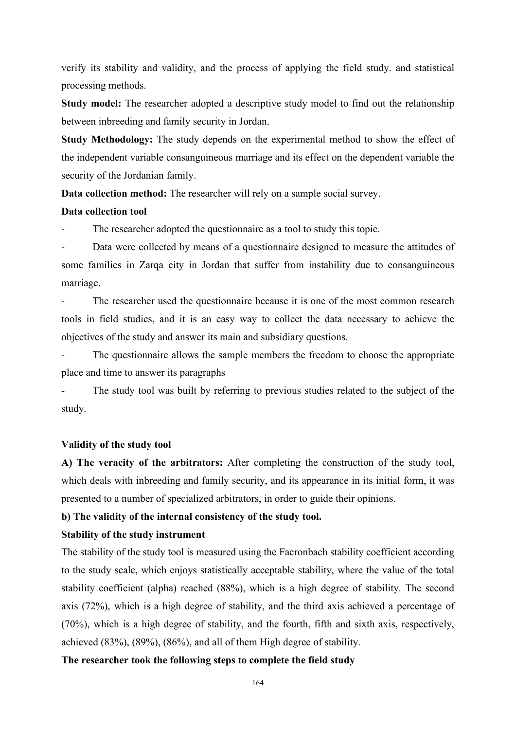verify its stability and validity, and the process of applying the field study. and statistical processing methods.

**Study model:** The researcher adopted a descriptive study model to find out the relationship between inbreeding and family security in Jordan.

**Study Methodology:** The study depends on the experimental method to show the effect of the independent variable consanguineous marriage and its effect on the dependent variable the security of the Jordanian family.

**Data collection method:** The researcher will rely on a sample social survey.

**Data collection tool**

- The researcher adopted the questionnaire as a tool to study this topic.
- Data were collected by means of a questionnaire designed to measure the attitudes of some families in Zarqa city in Jordan that suffer from instability due to consanguineous marriage.
- The researcher used the questionnaire because it is one of the most common research tools in field studies, and it is an easy way to collect the data necessary to achieve the objectives of the study and answer its main and subsidiary questions.
- The questionnaire allows the sample members the freedom to choose the appropriate place and time to answer its paragraphs
- The study tool was built by referring to previous studies related to the subject of the study.

**Validity of the study tool**

**A) The veracity of the arbitrators:** After completing the construction of the study tool, which deals with inbreeding and family security, and its appearance in its initial form, it was presented to a number of specialized arbitrators, in order to guide their opinions.

**b) The validity of the internal consistency of the study tool.**

**Stability of the study instrument**

The stability of the study tool is measured using the Facronbach stability coefficient according to the study scale, which enjoys statistically acceptable stability, where the value of the total stability coefficient (alpha) reached (88%), which is a high degree of stability. The second axis (72%), which is a high degree of stability, and the third axis achieved a percentage of (70%), which is a high degree of stability, and the fourth, fifth and sixth axis, respectively, achieved (83%), (89%), (86%), and all of them High degree of stability.

**The researcher took the following steps to complete the field study**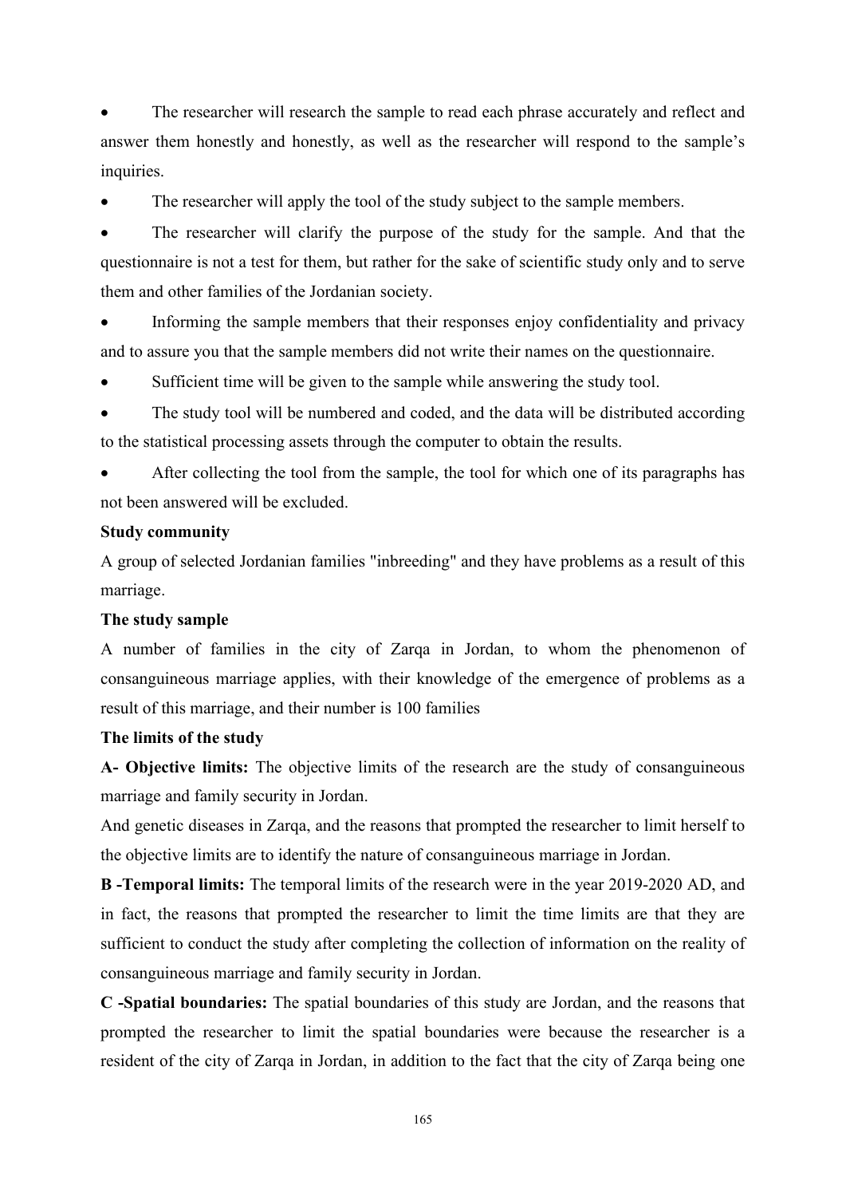- The researcher will research the sample to read each phrase accurately and reflect and answer them honestly and honestly, as well as the researcher will respond to the sample's inquiries.
- The researcher will apply the tool of the study subject to the sample members.
- The researcher will clarify the purpose of the study for the sample. And that the questionnaire is not a test for them, but rather for the sake of scientific study only and to serve them and other families of the Jordanian society.
- Informing the sample members that their responses enjoy confidentiality and privacy and to assure you that the sample members did not write their names on the questionnaire.
- Sufficient time will be given to the sample while answering the study tool.
- The study tool will be numbered and coded, and the data will be distributed according to the statistical processing assets through the computer to obtain the results.
- After collecting the tool from the sample, the tool for which one of its paragraphs has not been answered will be excluded.

**Study community**

A group of selected Jordanian families "inbreeding" and they have problems as a result of this marriage.

**The study sample**

A number of families in the city of Zarqa in Jordan, to whom the phenomenon of consanguineous marriage applies, with their knowledge of the emergence of problems as a result of this marriage, and their number is 100 families

**The limits of the study**

**A- Objective limits:** The objective limits of the research are the study of consanguineous marriage and family security in Jordan.

And genetic diseases in Zarqa, and the reasons that prompted the researcher to limit herself to the objective limits are to identify the nature of consanguineous marriage in Jordan.

**B -Temporal limits:** The temporal limits of the research were in the year 2019-2020 AD, and in fact, the reasons that prompted the researcher to limit the time limits are that they are sufficient to conduct the study after completing the collection of information on the reality of consanguineous marriage and family security in Jordan.

**C -Spatial boundaries:** The spatial boundaries of this study are Jordan, and the reasons that prompted the researcher to limit the spatial boundaries were because the researcher is a resident of the city of Zarqa in Jordan, in addition to the fact that the city of Zarqa being one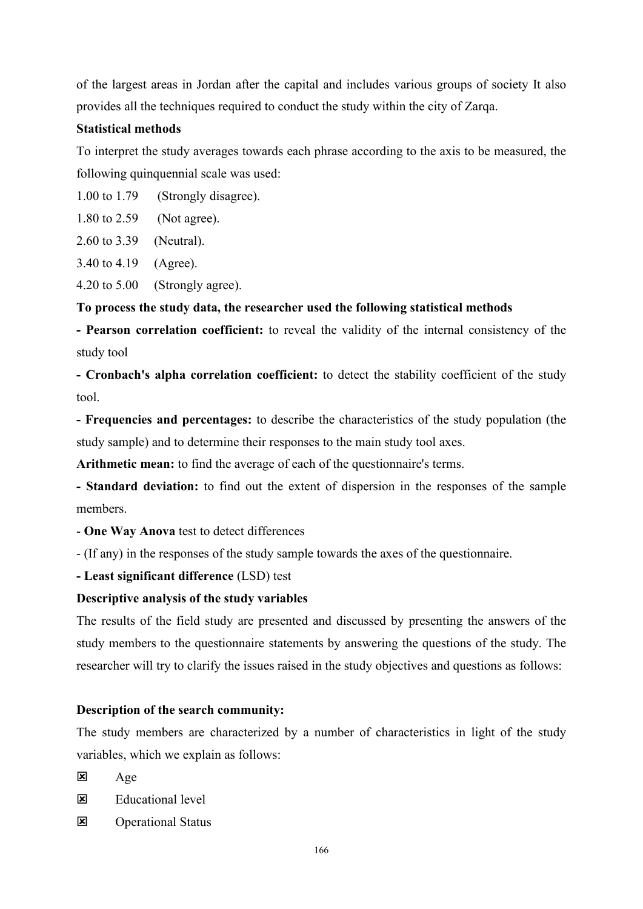of the largest areas in Jordan after the capital and includes various groups of society It also provides all the techniques required to conduct the study within the city of Zarqa.

**Statistical methods**

To interpret the study averages towards each phrase according to the axis to be measured, the following quinquennial scale was used:

1.00 to 1.79 (Strongly disagree).

1.80 to 2.59 (Not agree).

2.60 to 3.39 (Neutral).

3.40 to 4.19 (Agree).

4.20 to 5.00 (Strongly agree).

**To process the study data, the researcher used the following statistical methods**

**- Pearson correlation coefficient:** to reveal the validity of the internal consistency of the study tool

**- Cronbach's alpha correlation coefficient:** to detect the stability coefficient of the study tool.

**- Frequencies and percentages:** to describe the characteristics of the study population (the study sample) and to determine their responses to the main study tool axes.

**Arithmetic mean:** to find the average of each of the questionnaire's terms.

**- Standard deviation:** to find out the extent of dispersion in the responses of the sample members.

- **One Way Anova** test to detect differences

- (If any) in the responses of the study sample towards the axes of the questionnaire.

**- Least significant difference** (LSD) test

**Descriptive analysis of the study variables**

The results of the field study are presented and discussed by presenting the answers of the study members to the questionnaire statements by answering the questions of the study. The researcher will try to clarify the issues raised in the study objectives and questions as follows:

**Description of the search community:**

The study members are characterized by a number of characteristics in light of the study variables, which we explain as follows:

- Age
- Educational level
- Operational Status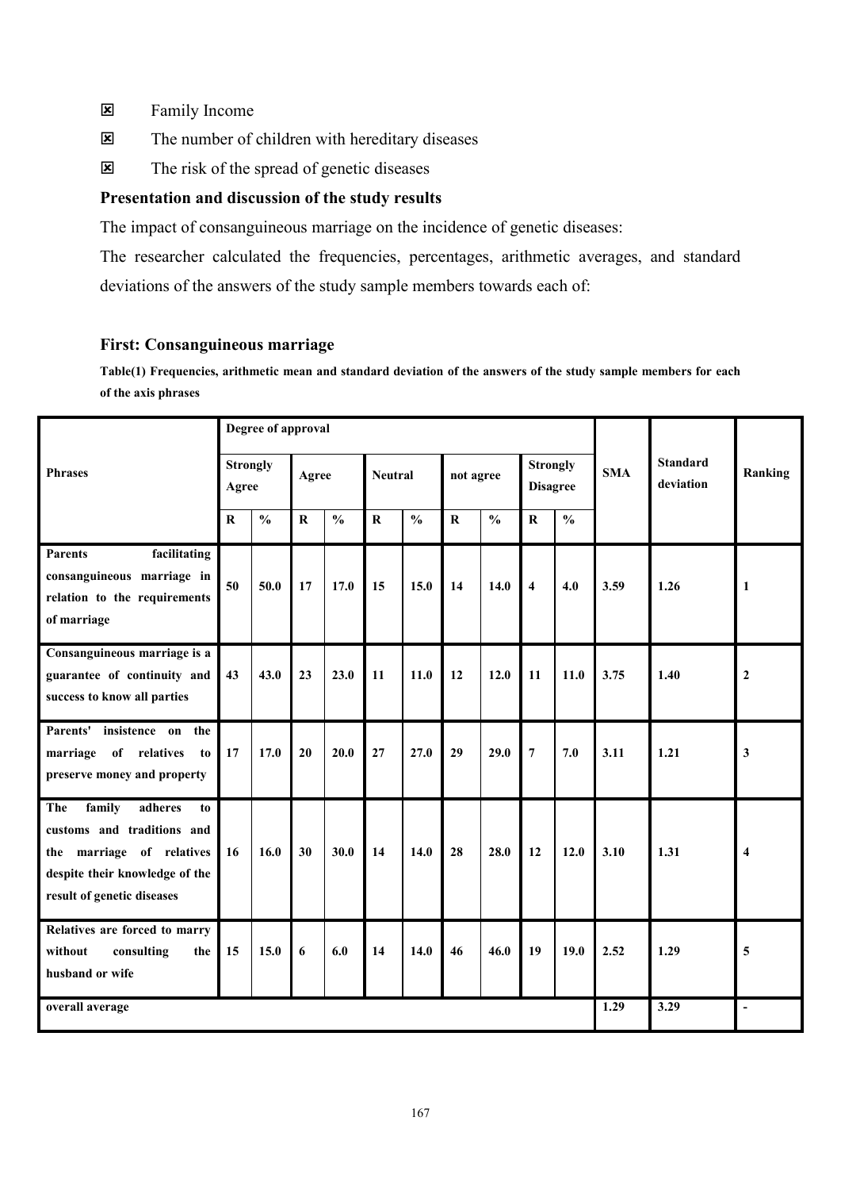- Family Income
- The number of children with hereditary diseases
- The risk of the spread of genetic diseases

## Presentation and discussion of the study results

The impact of consanguineous marriage on the incidence of genetic diseases:

The researcher calculated the frequencies, percentages, arithmetic averages, and standard deviations of the answers of the study sample members towards each of:

### First: Consanguineous marriage

**Table(1) Frequencies, arithmetic mean and standard deviation of the answers of the study sample members for each of the axis phrases**

| Phrases | Degree of approval | | | | | | | | | | SMA | Standard deviation | Ranking |
|---|---|---|---|---|---|---|---|---|---|---|---|---|---|
| | Strongly Agree | | Agree | | Neutral | | not agree | | Strongly Disagree | | | | |
| | R | % | R | % | R | % | R | % | R | % | | | |
| Parents facilitating consanguineous marriage in relation to the requirements of marriage | 50 | 50.0 | 17 | 17.0 | 15 | 15.0 | 14 | 14.0 | 4 | 4.0 | 3.59 | 1.26 | 1 |
| Consanguineous marriage is a guarantee of continuity and success to know all parties | 43 | 43.0 | 23 | 23.0 | 11 | 11.0 | 12 | 12.0 | 11 | 11.0 | 3.75 | 1.40 | 2 |
| Parents' insistence on the marriage of relatives to preserve money and property | 17 | 17.0 | 20 | 20.0 | 27 | 27.0 | 29 | 29.0 | 7 | 7.0 | 3.11 | 1.21 | 3 |
| The family adheres to customs and traditions and the marriage of relatives despite their knowledge of the result of genetic diseases | 16 | 16.0 | 30 | 30.0 | 14 | 14.0 | 28 | 28.0 | 12 | 12.0 | 3.10 | 1.31 | 4 |
| Relatives are forced to marry without consulting the husband or wife | 15 | 15.0 | 6 | 6.0 | 14 | 14.0 | 46 | 46.0 | 19 | 19.0 | 2.52 | 1.29 | 5 |
| overall average | | | | | | | | | | | 1.29 | 3.29 | - |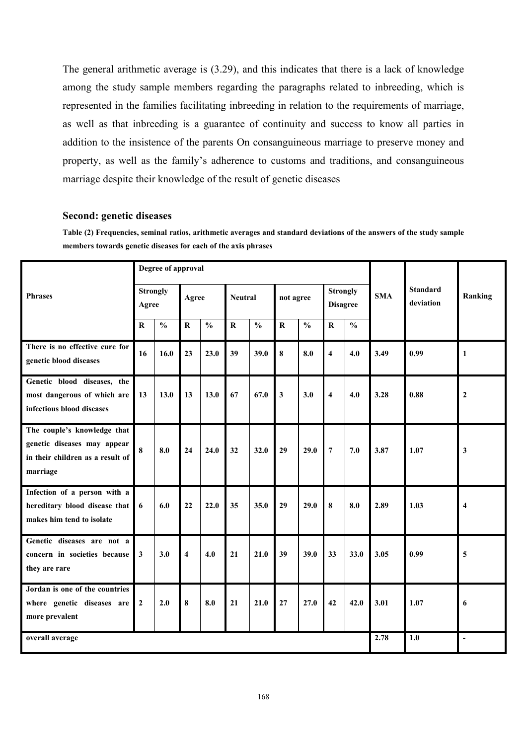The general arithmetic average is (3.29), and this indicates that there is a lack of knowledge among the study sample members regarding the paragraphs related to inbreeding, which is represented in the families facilitating inbreeding in relation to the requirements of marriage, as well as that inbreeding is a guarantee of continuity and success to know all parties in addition to the insistence of the parents On consanguineous marriage to preserve money and property, as well as the family's adherence to customs and traditions, and consanguineous marriage despite their knowledge of the result of genetic diseases

## Second: genetic diseases

**Table (2) Frequencies, seminal ratios, arithmetic averages and standard deviations of the answers of the study sample members towards genetic diseases for each of the axis phrases**

| Phrases | Degree of approval | | | | | | | | | | SMA | Standard deviation | Ranking |
|---|---|---|---|---|---|---|---|---|---|---|---|---|---|
| | Strongly Agree | | Agree | | Neutral | | not agree | | Strongly Disagree | | | | |
| | R | % | R | % | R | % | R | % | R | % | | | |
| There is no effective cure for genetic blood diseases | 16 | 16.0 | 23 | 23.0 | 39 | 39.0 | 8 | 8.0 | 4 | 4.0 | 3.49 | 0.99 | 1 |
| Genetic blood diseases, the most dangerous of which are infectious blood diseases | 13 | 13.0 | 13 | 13.0 | 67 | 67.0 | 3 | 3.0 | 4 | 4.0 | 3.28 | 0.88 | 2 |
| The couple's knowledge that genetic diseases may appear in their children as a result of marriage | 8 | 8.0 | 24 | 24.0 | 32 | 32.0 | 29 | 29.0 | 7 | 7.0 | 3.87 | 1.07 | 3 |
| Infection of a person with a hereditary blood disease that makes him tend to isolate | 6 | 6.0 | 22 | 22.0 | 35 | 35.0 | 29 | 29.0 | 8 | 8.0 | 2.89 | 1.03 | 4 |
| Genetic diseases are not a concern in societies because they are rare | 3 | 3.0 | 4 | 4.0 | 21 | 21.0 | 39 | 39.0 | 33 | 33.0 | 3.05 | 0.99 | 5 |
| Jordan is one of the countries where genetic diseases are more prevalent | 2 | 2.0 | 8 | 8.0 | 21 | 21.0 | 27 | 27.0 | 42 | 42.0 | 3.01 | 1.07 | 6 |
| overall average | | | | | | | | | | | 2.78 | 1.0 | - |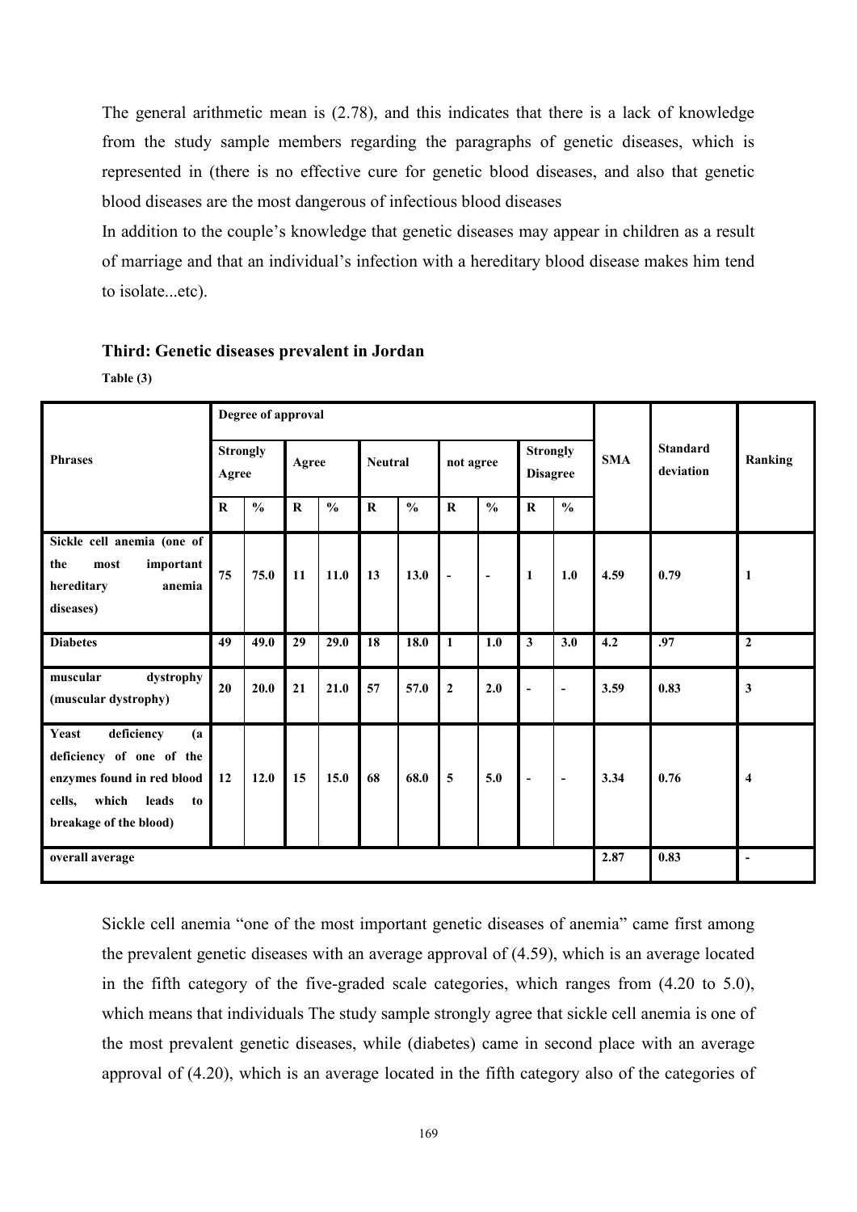The general arithmetic mean is (2.78), and this indicates that there is a lack of knowledge from the study sample members regarding the paragraphs of genetic diseases, which is represented in (there is no effective cure for genetic blood diseases, and also that genetic blood diseases are the most dangerous of infectious blood diseases

In addition to the couple's knowledge that genetic diseases may appear in children as a result of marriage and that an individual's infection with a hereditary blood disease makes him tend to isolate...etc).

### Third: Genetic diseases prevalent in Jordan

**Table (3)**

| Phrases | Degree of approval | | | | | | | | | | SMA | Standard deviation | Ranking |
|---|---|---|---|---|---|---|---|---|---|---|---|---|---|
| | Strongly Agree | | Agree | | Neutral | | not agree | | Strongly Disagree | | | | |
| | R | % | R | % | R | % | R | % | R | % | | | |
| Sickle cell anemia (one of the most important hereditary anemia diseases) | 75 | 75.0 | 11 | 11.0 | 13 | 13.0 | - | - | 1 | 1.0 | 4.59 | 0.79 | 1 |
| Diabetes | 49 | 49.0 | 29 | 29.0 | 18 | 18.0 | 1 | 1.0 | 3 | 3.0 | 4.2 | .97 | 2 |
| muscular dystrophy (muscular dystrophy) | 20 | 20.0 | 21 | 21.0 | 57 | 57.0 | 2 | 2.0 | - | - | 3.59 | 0.83 | 3 |
| Yeast deficiency (a deficiency of one of the enzymes found in red blood cells, which leads to breakage of the blood) | 12 | 12.0 | 15 | 15.0 | 68 | 68.0 | 5 | 5.0 | - | - | 3.34 | 0.76 | 4 |
| overall average | | | | | | | | | | | 2.87 | 0.83 | - |

Sickle cell anemia "one of the most important genetic diseases of anemia" came first among the prevalent genetic diseases with an average approval of (4.59), which is an average located in the fifth category of the five-graded scale categories, which ranges from (4.20 to 5.0), which means that individuals The study sample strongly agree that sickle cell anemia is one of the most prevalent genetic diseases, while (diabetes) came in second place with an average approval of (4.20), which is an average located in the fifth category also of the categories of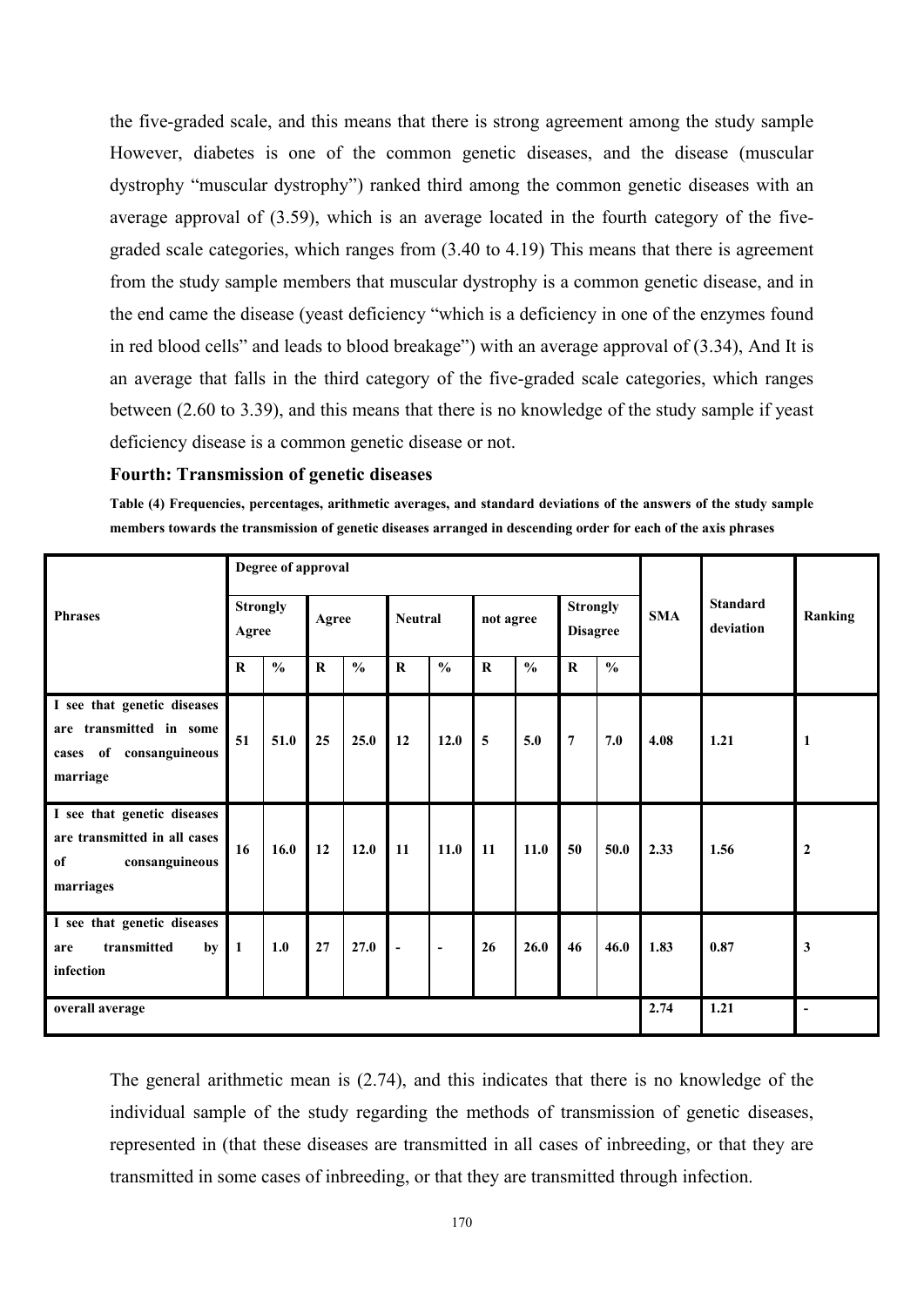the five-graded scale, and this means that there is strong agreement among the study sample However, diabetes is one of the common genetic diseases, and the disease (muscular dystrophy "muscular dystrophy") ranked third among the common genetic diseases with an average approval of (3.59), which is an average located in the fourth category of the five-graded scale categories, which ranges from (3.40 to 4.19) This means that there is agreement from the study sample members that muscular dystrophy is a common genetic disease, and in the end came the disease (yeast deficiency "which is a deficiency in one of the enzymes found in red blood cells" and leads to blood breakage") with an average approval of (3.34), And It is an average that falls in the third category of the five-graded scale categories, which ranges between (2.60 to 3.39), and this means that there is no knowledge of the study sample if yeast deficiency disease is a common genetic disease or not.

### Fourth: Transmission of genetic diseases

**Table (4) Frequencies, percentages, arithmetic averages, and standard deviations of the answers of the study sample members towards the transmission of genetic diseases arranged in descending order for each of the axis phrases**

| Phrases | Degree of approval | | | | | | | | | | SMA | Standard deviation | Ranking |
|---|---|---|---|---|---|---|---|---|---|---|---|---|---|
| | Strongly Agree | | Agree | | Neutral | | not agree | | Strongly Disagree | | | | |
| | R | % | R | % | R | % | R | % | R | % | | | |
| I see that genetic diseases are transmitted in some cases of consanguineous marriage | 51 | 51.0 | 25 | 25.0 | 12 | 12.0 | 5 | 5.0 | 7 | 7.0 | 4.08 | 1.21 | 1 |
| I see that genetic diseases are transmitted in all cases of consanguineous marriages | 16 | 16.0 | 12 | 12.0 | 11 | 11.0 | 11 | 11.0 | 50 | 50.0 | 2.33 | 1.56 | 2 |
| I see that genetic diseases are transmitted by infection | 1 | 1.0 | 27 | 27.0 | - | - | 26 | 26.0 | 46 | 46.0 | 1.83 | 0.87 | 3 |
| overall average | | | | | | | | | | | 2.74 | 1.21 | - |

The general arithmetic mean is (2.74), and this indicates that there is no knowledge of the individual sample of the study regarding the methods of transmission of genetic diseases, represented in (that these diseases are transmitted in all cases of inbreeding, or that they are transmitted in some cases of inbreeding, or that they are transmitted through infection.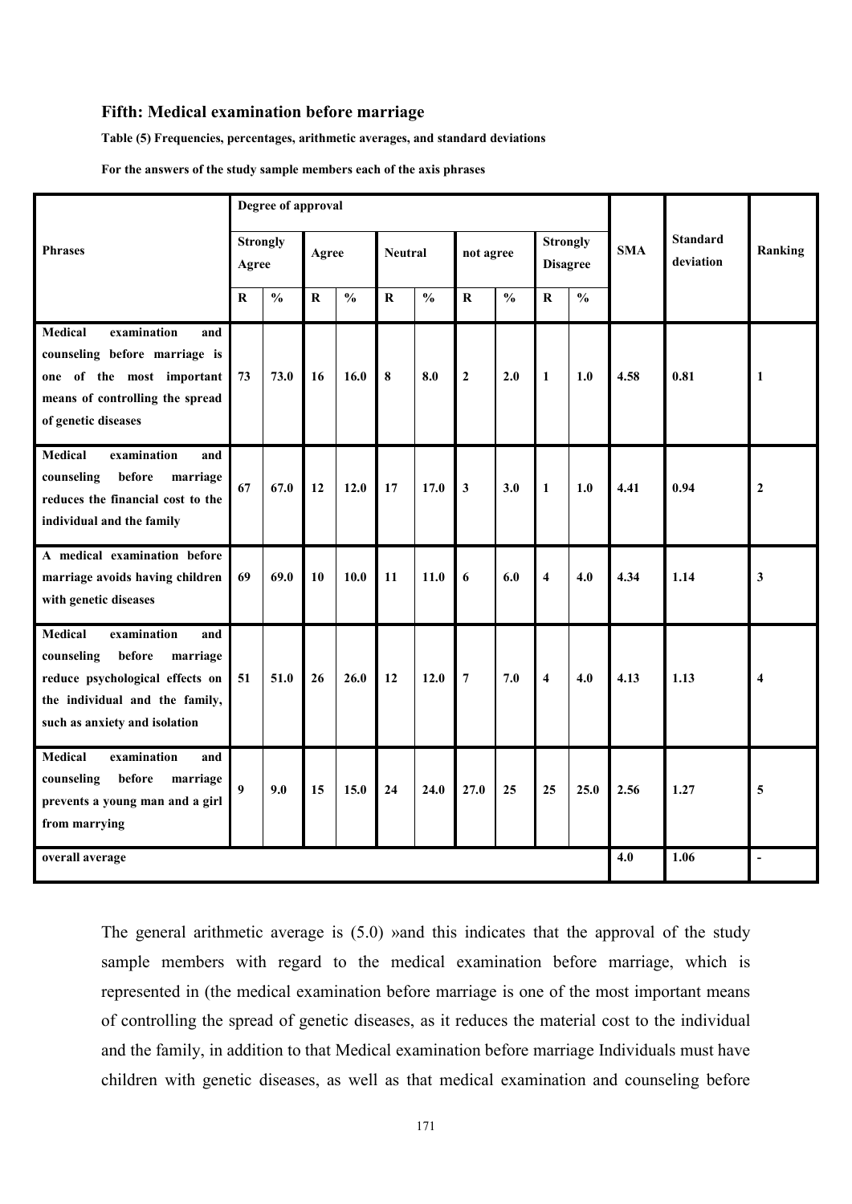### Fifth: Medical examination before marriage

**Table (5) Frequencies, percentages, arithmetic averages, and standard deviations**

**For the answers of the study sample members each of the axis phrases**

| Phrases | Degree of approval | | | | | | | | | | SMA | Standard deviation | Ranking |
|---|---|---|---|---|---|---|---|---|---|---|---|---|---|
| | Strongly Agree | | Agree | | Neutral | | not agree | | Strongly Disagree | | | | |
| | R | % | R | % | R | % | R | % | R | % | | | |
| Medical examination and counseling before marriage is one of the most important means of controlling the spread of genetic diseases | 73 | 73.0 | 16 | 16.0 | 8 | 8.0 | 2 | 2.0 | 1 | 1.0 | 4.58 | 0.81 | 1 |
| Medical examination and counseling before marriage reduces the financial cost to the individual and the family | 67 | 67.0 | 12 | 12.0 | 17 | 17.0 | 3 | 3.0 | 1 | 1.0 | 4.41 | 0.94 | 2 |
| A medical examination before marriage avoids having children with genetic diseases | 69 | 69.0 | 10 | 10.0 | 11 | 11.0 | 6 | 6.0 | 4 | 4.0 | 4.34 | 1.14 | 3 |
| Medical examination and counseling before marriage reduce psychological effects on the individual and the family, such as anxiety and isolation | 51 | 51.0 | 26 | 26.0 | 12 | 12.0 | 7 | 7.0 | 4 | 4.0 | 4.13 | 1.13 | 4 |
| Medical examination and counseling before marriage prevents a young man and a girl from marrying | 9 | 9.0 | 15 | 15.0 | 24 | 24.0 | 27.0 | 25 | 25 | 25.0 | 2.56 | 1.27 | 5 |
| overall average | | | | | | | | | | | 4.0 | 1.06 | - |

The general arithmetic average is (5.0) »and this indicates that the approval of the study sample members with regard to the medical examination before marriage, which is represented in (the medical examination before marriage is one of the most important means of controlling the spread of genetic diseases, as it reduces the material cost to the individual and the family, in addition to that Medical examination before marriage Individuals must have children with genetic diseases, as well as that medical examination and counseling before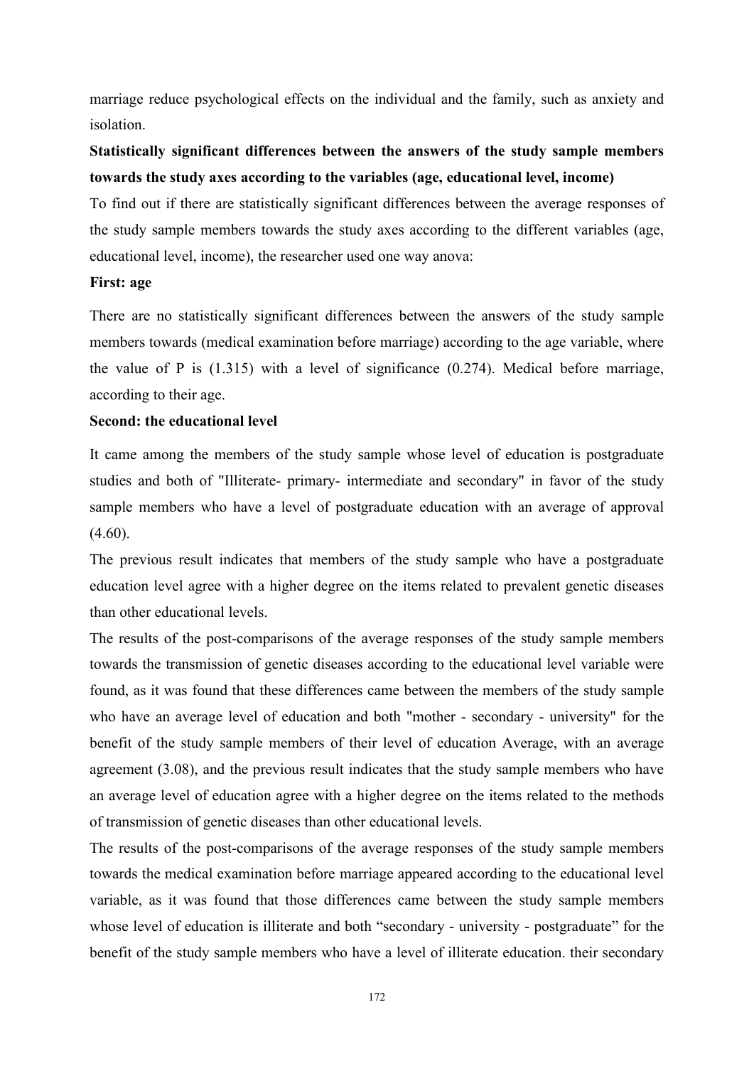marriage reduce psychological effects on the individual and the family, such as anxiety and isolation.

**Statistically significant differences between the answers of the study sample members towards the study axes according to the variables (age, educational level, income)**

To find out if there are statistically significant differences between the average responses of the study sample members towards the study axes according to the different variables (age, educational level, income), the researcher used one way anova:

**First: age**

There are no statistically significant differences between the answers of the study sample members towards (medical examination before marriage) according to the age variable, where the value of P is (1.315) with a level of significance (0.274). Medical before marriage, according to their age.

**Second: the educational level**

It came among the members of the study sample whose level of education is postgraduate studies and both of "Illiterate- primary- intermediate and secondary" in favor of the study sample members who have a level of postgraduate education with an average of approval (4.60).

The previous result indicates that members of the study sample who have a postgraduate education level agree with a higher degree on the items related to prevalent genetic diseases than other educational levels.

The results of the post-comparisons of the average responses of the study sample members towards the transmission of genetic diseases according to the educational level variable were found, as it was found that these differences came between the members of the study sample who have an average level of education and both "mother - secondary - university" for the benefit of the study sample members of their level of education Average, with an average agreement (3.08), and the previous result indicates that the study sample members who have an average level of education agree with a higher degree on the items related to the methods of transmission of genetic diseases than other educational levels.

The results of the post-comparisons of the average responses of the study sample members towards the medical examination before marriage appeared according to the educational level variable, as it was found that those differences came between the study sample members whose level of education is illiterate and both "secondary - university - postgraduate" for the benefit of the study sample members who have a level of illiterate education. their secondary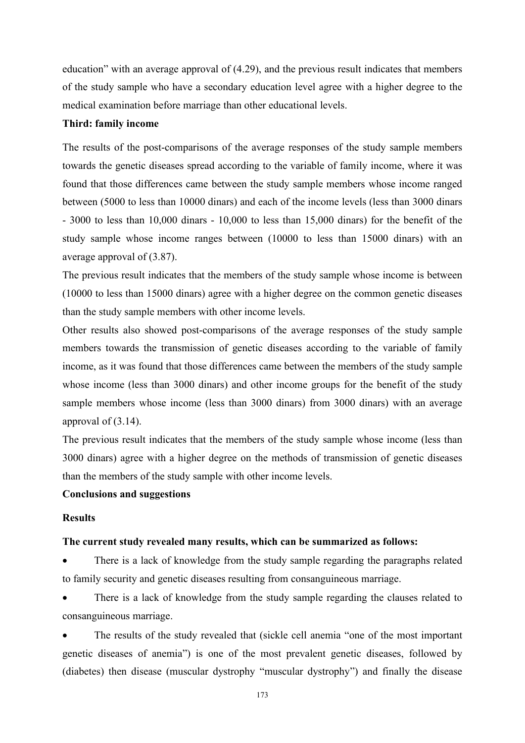education" with an average approval of (4.29), and the previous result indicates that members of the study sample who have a secondary education level agree with a higher degree to the medical examination before marriage than other educational levels.

**Third: family income**

The results of the post-comparisons of the average responses of the study sample members towards the genetic diseases spread according to the variable of family income, where it was found that those differences came between the study sample members whose income ranged between (5000 to less than 10000 dinars) and each of the income levels (less than 3000 dinars - 3000 to less than 10,000 dinars - 10,000 to less than 15,000 dinars) for the benefit of the study sample whose income ranges between (10000 to less than 15000 dinars) with an average approval of (3.87).

The previous result indicates that the members of the study sample whose income is between (10000 to less than 15000 dinars) agree with a higher degree on the common genetic diseases than the study sample members with other income levels.

Other results also showed post-comparisons of the average responses of the study sample members towards the transmission of genetic diseases according to the variable of family income, as it was found that those differences came between the members of the study sample whose income (less than 3000 dinars) and other income groups for the benefit of the study sample members whose income (less than 3000 dinars) from 3000 dinars) with an average approval of (3.14).

The previous result indicates that the members of the study sample whose income (less than 3000 dinars) agree with a higher degree on the methods of transmission of genetic diseases than the members of the study sample with other income levels.

**Conclusions and suggestions**

**Results**

**The current study revealed many results, which can be summarized as follows:**

- There is a lack of knowledge from the study sample regarding the paragraphs related to family security and genetic diseases resulting from consanguineous marriage.
- There is a lack of knowledge from the study sample regarding the clauses related to consanguineous marriage.
- The results of the study revealed that (sickle cell anemia "one of the most important genetic diseases of anemia") is one of the most prevalent genetic diseases, followed by (diabetes) then disease (muscular dystrophy "muscular dystrophy") and finally the disease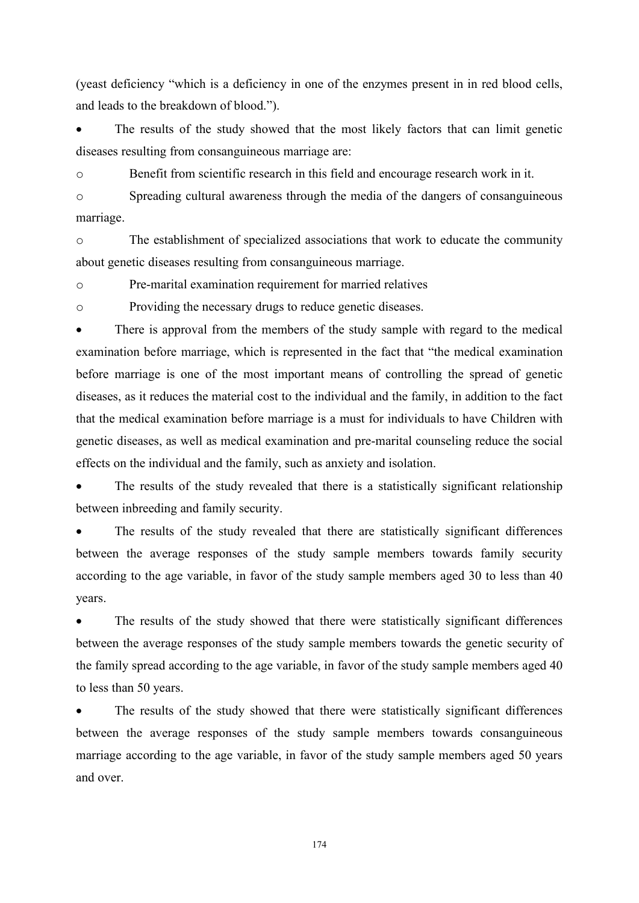(yeast deficiency "which is a deficiency in one of the enzymes present in in red blood cells, and leads to the breakdown of blood.").

- The results of the study showed that the most likely factors that can limit genetic diseases resulting from consanguineous marriage are:
  - Benefit from scientific research in this field and encourage research work in it.
  - Spreading cultural awareness through the media of the dangers of consanguineous marriage.
  - The establishment of specialized associations that work to educate the community about genetic diseases resulting from consanguineous marriage.
  - Pre-marital examination requirement for married relatives
  - Providing the necessary drugs to reduce genetic diseases.
- There is approval from the members of the study sample with regard to the medical examination before marriage, which is represented in the fact that "the medical examination before marriage is one of the most important means of controlling the spread of genetic diseases, as it reduces the material cost to the individual and the family, in addition to the fact that the medical examination before marriage is a must for individuals to have Children with genetic diseases, as well as medical examination and pre-marital counseling reduce the social effects on the individual and the family, such as anxiety and isolation.
- The results of the study revealed that there is a statistically significant relationship between inbreeding and family security.
- The results of the study revealed that there are statistically significant differences between the average responses of the study sample members towards family security according to the age variable, in favor of the study sample members aged 30 to less than 40 years.
- The results of the study showed that there were statistically significant differences between the average responses of the study sample members towards the genetic security of the family spread according to the age variable, in favor of the study sample members aged 40 to less than 50 years.
- The results of the study showed that there were statistically significant differences between the average responses of the study sample members towards consanguineous marriage according to the age variable, in favor of the study sample members aged 50 years and over.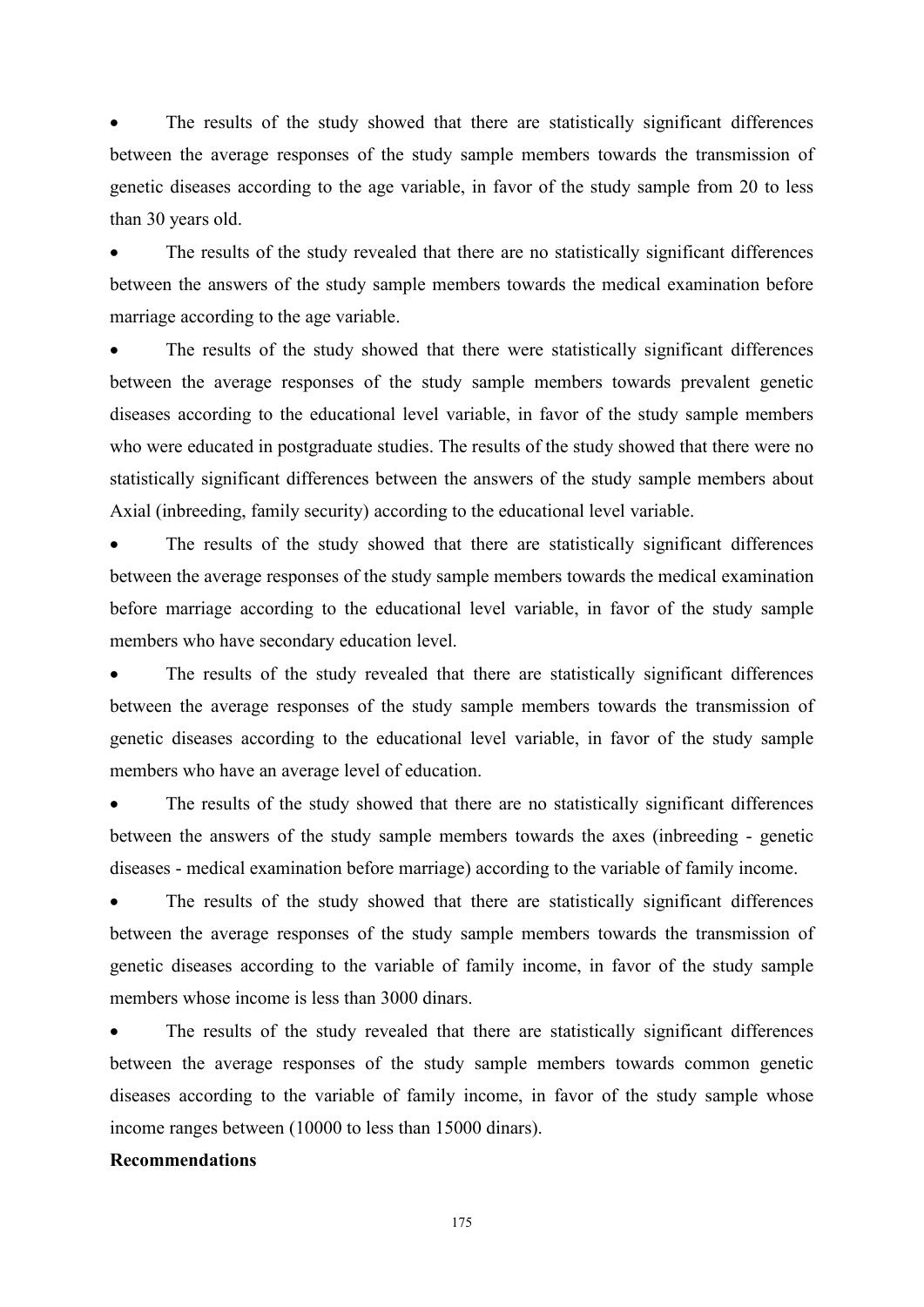- The results of the study showed that there are statistically significant differences between the average responses of the study sample members towards the transmission of genetic diseases according to the age variable, in favor of the study sample from 20 to less than 30 years old.
- The results of the study revealed that there are no statistically significant differences between the answers of the study sample members towards the medical examination before marriage according to the age variable.
- The results of the study showed that there were statistically significant differences between the average responses of the study sample members towards prevalent genetic diseases according to the educational level variable, in favor of the study sample members who were educated in postgraduate studies. The results of the study showed that there were no statistically significant differences between the answers of the study sample members about Axial (inbreeding, family security) according to the educational level variable.
- The results of the study showed that there are statistically significant differences between the average responses of the study sample members towards the medical examination before marriage according to the educational level variable, in favor of the study sample members who have secondary education level.
- The results of the study revealed that there are statistically significant differences between the average responses of the study sample members towards the transmission of genetic diseases according to the educational level variable, in favor of the study sample members who have an average level of education.
- The results of the study showed that there are no statistically significant differences between the answers of the study sample members towards the axes (inbreeding - genetic diseases - medical examination before marriage) according to the variable of family income.
- The results of the study showed that there are statistically significant differences between the average responses of the study sample members towards the transmission of genetic diseases according to the variable of family income, in favor of the study sample members whose income is less than 3000 dinars.
- The results of the study revealed that there are statistically significant differences between the average responses of the study sample members towards common genetic diseases according to the variable of family income, in favor of the study sample whose income ranges between (10000 to less than 15000 dinars).

**Recommendations**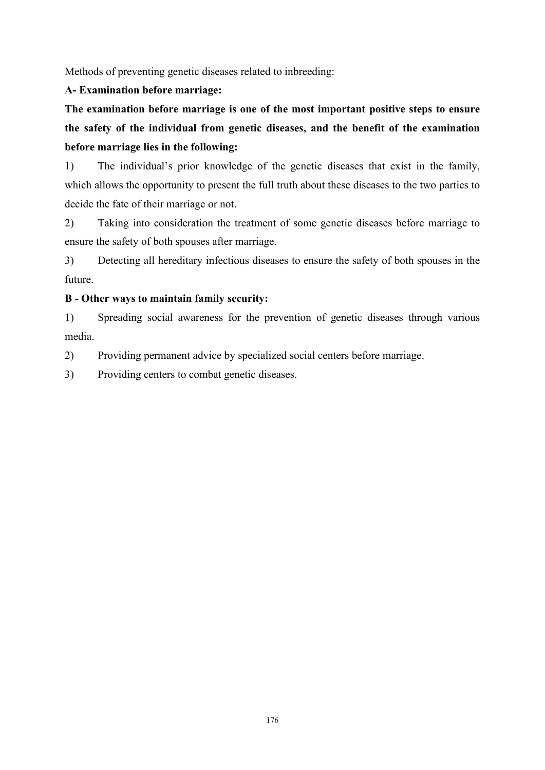Methods of preventing genetic diseases related to inbreeding:

**A- Examination before marriage:**

**The examination before marriage is one of the most important positive steps to ensure the safety of the individual from genetic diseases, and the benefit of the examination before marriage lies in the following:**

1) The individual's prior knowledge of the genetic diseases that exist in the family, which allows the opportunity to present the full truth about these diseases to the two parties to decide the fate of their marriage or not.

2) Taking into consideration the treatment of some genetic diseases before marriage to ensure the safety of both spouses after marriage.

3) Detecting all hereditary infectious diseases to ensure the safety of both spouses in the future.

**B - Other ways to maintain family security:**

1) Spreading social awareness for the prevention of genetic diseases through various media.

2) Providing permanent advice by specialized social centers before marriage.

3) Providing centers to combat genetic diseases.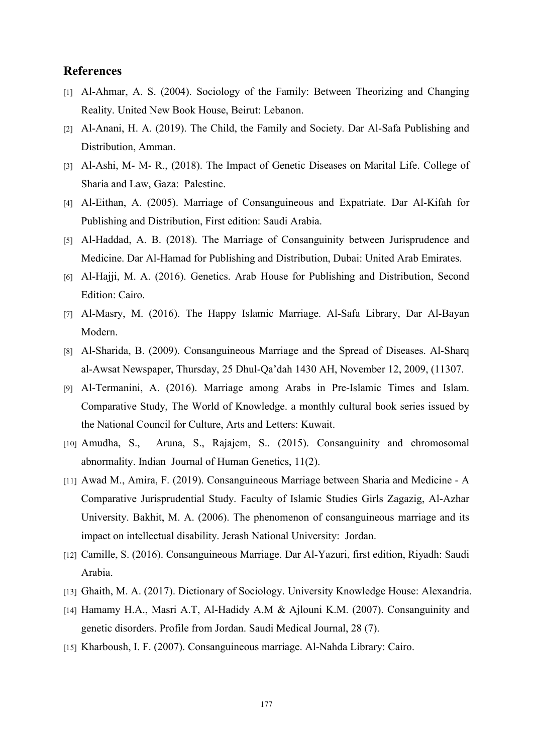## References

[1] Al-Ahmar, A. S. (2004). Sociology of the Family: Between Theorizing and Changing Reality. United New Book House, Beirut: Lebanon.

[2] Al-Anani, H. A. (2019). The Child, the Family and Society. Dar Al-Safa Publishing and Distribution, Amman.

[3] Al-Ashi, M- M- R., (2018). The Impact of Genetic Diseases on Marital Life. College of Sharia and Law, Gaza: Palestine.

[4] Al-Eithan, A. (2005). Marriage of Consanguineous and Expatriate. Dar Al-Kifah for Publishing and Distribution, First edition: Saudi Arabia.

[5] Al-Haddad, A. B. (2018). The Marriage of Consanguinity between Jurisprudence and Medicine. Dar Al-Hamad for Publishing and Distribution, Dubai: United Arab Emirates.

[6] Al-Hajji, M. A. (2016). Genetics. Arab House for Publishing and Distribution, Second Edition: Cairo.

[7] Al-Masry, M. (2016). The Happy Islamic Marriage. Al-Safa Library, Dar Al-Bayan Modern.

[8] Al-Sharida, B. (2009). Consanguineous Marriage and the Spread of Diseases. Al-Sharq al-Awsat Newspaper, Thursday, 25 Dhul-Qa'dah 1430 AH, November 12, 2009, (11307.

[9] Al-Termanini, A. (2016). Marriage among Arabs in Pre-Islamic Times and Islam. Comparative Study, The World of Knowledge. a monthly cultural book series issued by the National Council for Culture, Arts and Letters: Kuwait.

[10] Amudha, S., Aruna, S., Rajajem, S.. (2015). Consanguinity and chromosomal abnormality. Indian Journal of Human Genetics, 11(2).

[11] Awad M., Amira, F. (2019). Consanguineous Marriage between Sharia and Medicine - A Comparative Jurisprudential Study. Faculty of Islamic Studies Girls Zagazig, Al-Azhar University. Bakhit, M. A. (2006). The phenomenon of consanguineous marriage and its impact on intellectual disability. Jerash National University: Jordan.

[12] Camille, S. (2016). Consanguineous Marriage. Dar Al-Yazuri, first edition, Riyadh: Saudi Arabia.

[13] Ghaith, M. A. (2017). Dictionary of Sociology. University Knowledge House: Alexandria.

[14] Hamamy H.A., Masri A.T, Al-Hadidy A.M & Ajlouni K.M. (2007). Consanguinity and genetic disorders. Profile from Jordan. Saudi Medical Journal, 28 (7).

[15] Kharboush, I. F. (2007). Consanguineous marriage. Al-Nahda Library: Cairo.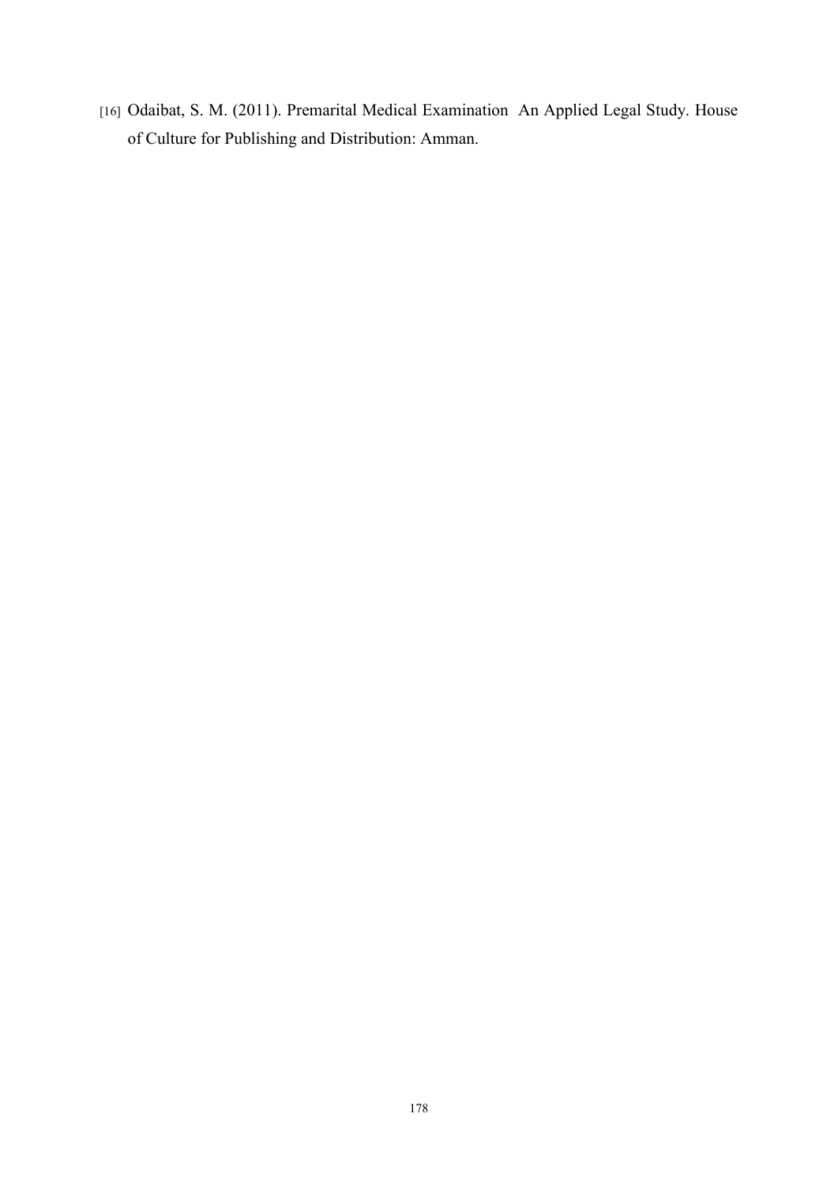[16] Odaibat, S. M. (2011). Premarital Medical Examination  An Applied Legal Study. House of Culture for Publishing and Distribution: Amman.